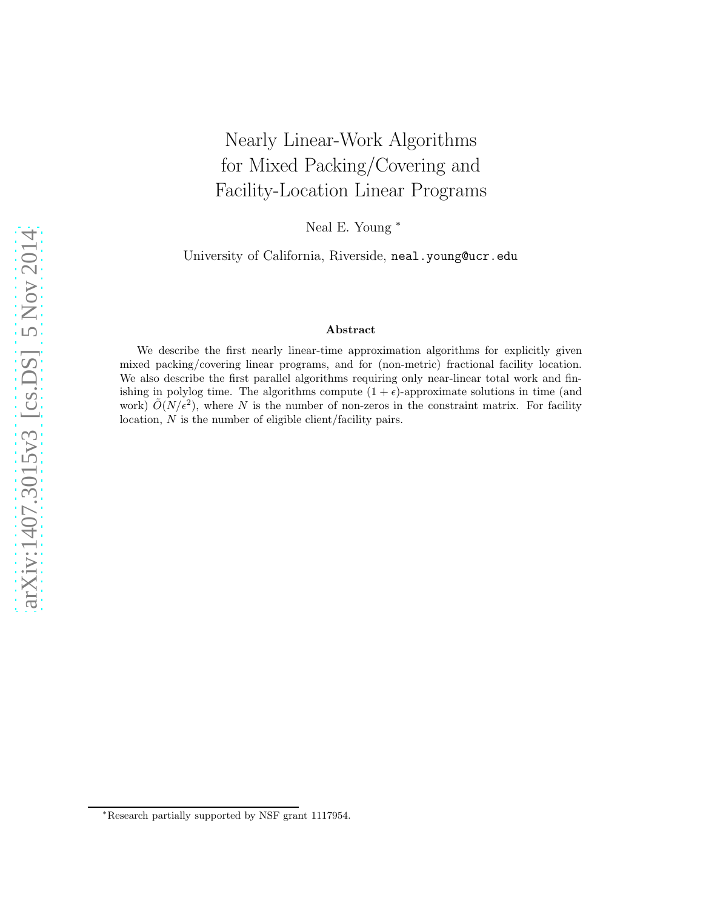# Nearly Linear-Work Algorithms for Mixed Packing/Covering and Facility-Location Linear Programs

Neal E. Young [*]

University of California, Riverside, `neal.young@ucr.edu`

### Abstract

We describe the first nearly linear-time approximation algorithms for explicitly given mixed packing/covering linear programs, and for (non-metric) fractional facility location. We also describe the first parallel algorithms requiring only near-linear total work and finishing in polylog time. The algorithms compute $(1+\epsilon)$-approximate solutions in time (and work) $\tilde{O}(N/\epsilon^2)$, where $N$ is the number of non-zeros in the constraint matrix. For facility location, $N$ is the number of eligible client/facility pairs.

[*] Research partially supported by NSF grant 1117954.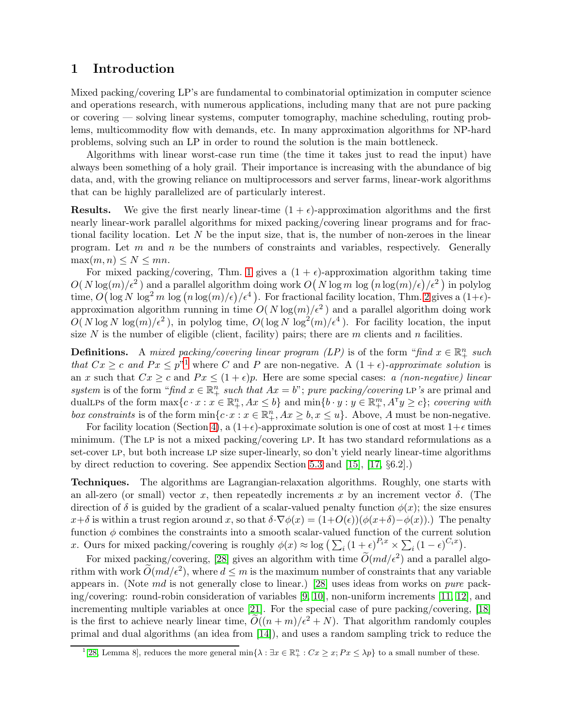# 1 Introduction

Mixed packing/covering LP's are fundamental to combinatorial optimization in computer science and operations research, with numerous applications, including many that are not pure packing or covering — solving linear systems, computer tomography, machine scheduling, routing problems, multicommodity flow with demands, etc. In many approximation algorithms for NP-hard problems, solving such an LP in order to round the solution is the main bottleneck.

Algorithms with linear worst-case run time (the time it takes just to read the input) have always been something of a holy grail. Their importance is increasing with the abundance of big data, and, with the growing reliance on multiprocessors and server farms, linear-work algorithms that can be highly parallelized are of particularly interest.

**Results.** We give the first nearly linear-time $(1 + \epsilon)$-approximation algorithms and the first nearly linear-work parallel algorithms for mixed packing/covering linear programs and for fractional facility location. Let $N$ be the input size, that is, the number of non-zeroes in the linear program. Let $m$ and $n$ be the numbers of constraints and variables, respectively. Generally $\max(m, n) \le N \le mn$.

For mixed packing/covering, Thm. 1 gives a $(1 + \epsilon)$-approximation algorithm taking time $O(N \log(m)/\epsilon^2)$ and a parallel algorithm doing work $O\big(N \log m \log\big(n \log(m)/\epsilon\big)/\epsilon^2\big)$ in polylog time, $O\big(\log N \log^2 m \log\big(n \log(m)/\epsilon\big)/\epsilon^4\big)$. For fractional facility location, Thm. 2 gives a $(1+\epsilon)$-approximation algorithm running in time $O(N \log(m)/\epsilon^2)$ and a parallel algorithm doing work $O(N \log N \log(m)/\epsilon^2)$, in polylog time, $O(\log N \log^2(m)/\epsilon^4)$. For facility location, the input size $N$ is the number of eligible (client, facility) pairs; there are $m$ clients and $n$ facilities.

**Definitions.** A *mixed packing/covering linear program (LP)* is of the form "*find $x \in \mathbb{R}^n_+$ such that $Cx \ge c$ and $Px \le p$*"[1] where $C$ and $P$ are non-negative. A $(1 + \epsilon)$-*approximate solution* is an $x$ such that $Cx \ge c$ and $Px \le (1 + \epsilon)p$. Here are some special cases: *a (non-negative) linear system* is of the form "*find $x \in \mathbb{R}^n_+$ such that $Ax = b$*"; *pure packing/covering* LP*'s* are primal and dualLPs of the form $\max\{c \cdot x : x \in \mathbb{R}^n_+, Ax \le b\}$ and $\min\{b \cdot y : y \in \mathbb{R}^m_+, A^{\mathsf{T}} y \ge c\}$; *covering with box constraints* is of the form $\min\{c \cdot x : x \in \mathbb{R}^n_+, Ax \ge b, x \le u\}$. Above, $A$ must be non-negative.

For facility location (Section 4), a $(1+\epsilon)$-approximate solution is one of cost at most $1+\epsilon$ times minimum. (The LP is not a mixed packing/covering LP. It has two standard reformulations as a set-cover LP, but both increase LP size super-linearly, so don't yield nearly linear-time algorithms by direct reduction to covering. See appendix Section 5.3 and [15], [17, §6.2].)

**Techniques.** The algorithms are Lagrangian-relaxation algorithms. Roughly, one starts with an all-zero (or small) vector $x$, then repeatedly increments $x$ by an increment vector $\delta$. (The direction of $\delta$ is guided by the gradient of a scalar-valued penalty function $\phi(x)$; the size ensures $x+\delta$ is within a trust region around $x$, so that $\delta \cdot \nabla\phi(x) = (1+O(\epsilon))(\phi(x+\delta) - \phi(x))$.) The penalty function $\phi$ combines the constraints into a smooth scalar-valued function of the current solution $x$. Ours for mixed packing/covering is roughly $\phi(x) \approx \log\big(\sum_i (1+\epsilon)^{P_i x} \times \sum_i (1-\epsilon)^{C_i x}\big)$.

For mixed packing/covering, [28] gives an algorithm with time $\widetilde{O}(md/\epsilon^2)$ and a parallel algorithm with work $\widetilde{O}(md/\epsilon^2)$, where $d \le m$ is the maximum number of constraints that any variable appears in. (Note $md$ is not generally close to linear.) [28] uses ideas from works on *pure* packing/covering: round-robin consideration of variables [9, 10], non-uniform increments [11, 12], and incrementing multiple variables at once [21]. For the special case of pure packing/covering, [18] is the first to achieve nearly linear time, $\widetilde{O}((n + m)/\epsilon^2 + N)$. That algorithm randomly couples primal and dual algorithms (an idea from [14]), and uses a random sampling trick to reduce the

[1] [28, Lemma 8], reduces the more general $\min\{\lambda : \exists x \in \mathbb{R}^n_+ : Cx \ge x; Px \le \lambda p\}$ to a small number of these.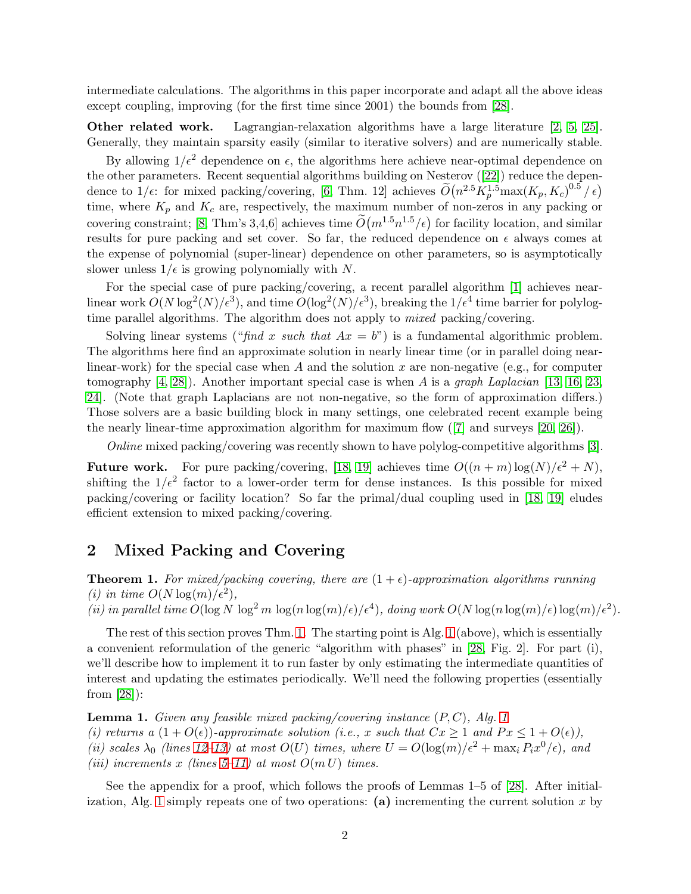intermediate calculations. The algorithms in this paper incorporate and adapt all the above ideas except coupling, improving (for the first time since 2001) the bounds from [28].

**Other related work.** Lagrangian-relaxation algorithms have a large literature [2, 5, 25]. Generally, they maintain sparsity easily (similar to iterative solvers) and are numerically stable.

By allowing $1/\epsilon^2$ dependence on $\epsilon$, the algorithms here achieve near-optimal dependence on the other parameters. Recent sequential algorithms building on Nesterov ([22]) reduce the dependence to $1/\epsilon$: for mixed packing/covering, [6, Thm. 12] achieves $\widetilde{O}\big(n^{2.5}K_p^{1.5}\max(K_p, K_c)^{0.5} / \epsilon\big)$ time, where $K_p$ and $K_c$ are, respectively, the maximum number of non-zeros in any packing or covering constraint; [8, Thm's 3,4,6] achieves time $\widetilde{O}\big(m^{1.5}n^{1.5}/\epsilon\big)$ for facility location, and similar results for pure packing and set cover. So far, the reduced dependence on $\epsilon$ always comes at the expense of polynomial (super-linear) dependence on other parameters, so is asymptotically slower unless $1/\epsilon$ is growing polynomially with $N$.

For the special case of pure packing/covering, a recent parallel algorithm [1] achieves near-linear work $O(N\log^2(N)/\epsilon^3)$, and time $O(\log^2(N)/\epsilon^3)$, breaking the $1/\epsilon^4$ time barrier for polylog-time parallel algorithms. The algorithm does not apply to *mixed* packing/covering.

Solving linear systems ("*find* $x$ *such that* $Ax = b$") is a fundamental algorithmic problem. The algorithms here find an approximate solution in nearly linear time (or in parallel doing near-linear-work) for the special case when $A$ and the solution $x$ are non-negative (e.g., for computer tomography [4, 28]). Another important special case is when $A$ is a *graph Laplacian* [13, 16, 23, 24]. (Note that graph Laplacians are not non-negative, so the form of approximation differs.) Those solvers are a basic building block in many settings, one celebrated recent example being the nearly linear-time approximation algorithm for maximum flow ([7] and surveys [20, 26]).

*Online* mixed packing/covering was recently shown to have polylog-competitive algorithms [3].

**Future work.** For pure packing/covering, [18, 19] achieves time $O((n + m)\log(N)/\epsilon^2 + N)$, shifting the $1/\epsilon^2$ factor to a lower-order term for dense instances. Is this possible for mixed packing/covering or facility location? So far the primal/dual coupling used in [18, 19] eludes efficient extension to mixed packing/covering.

## 2 Mixed Packing and Covering

**Theorem 1.** *For mixed/packing covering, there are $(1+\epsilon)$-approximation algorithms running*
*(i) in time $O(N\log(m)/\epsilon^2)$,*
*(ii) in parallel time $O(\log N\ \log^2 m\ \log(n\log(m)/\epsilon)/\epsilon^4)$, doing work $O(N\log(n\log(m)/\epsilon)\log(m)/\epsilon^2)$.*

The rest of this section proves Thm. 1. The starting point is Alg. 1 (above), which is essentially a convenient reformulation of the generic "algorithm with phases" in [28, Fig. 2]. For part (i), we'll describe how to implement it to run faster by only estimating the intermediate quantities of interest and updating the estimates periodically. We'll need the following properties (essentially from [28]):

**Lemma 1.** *Given any feasible mixed packing/covering instance $(P, C)$, Alg. 1*
*(i) returns a $(1 + O(\epsilon))$-approximate solution (i.e., $x$ such that $Cx \ge 1$ and $Px \le 1 + O(\epsilon)$),*
*(ii) scales $\lambda_0$ (lines 12–13) at most $O(U)$ times, where $U = O(\log(m)/\epsilon^2 + \max_i P_ix^0/\epsilon)$, and*
*(iii) increments $x$ (lines 5–11) at most $O(m\,U)$ times.*

See the appendix for a proof, which follows the proofs of Lemmas 1–5 of [28]. After initialization, Alg. 1 simply repeats one of two operations: **(a)** incrementing the current solution $x$ by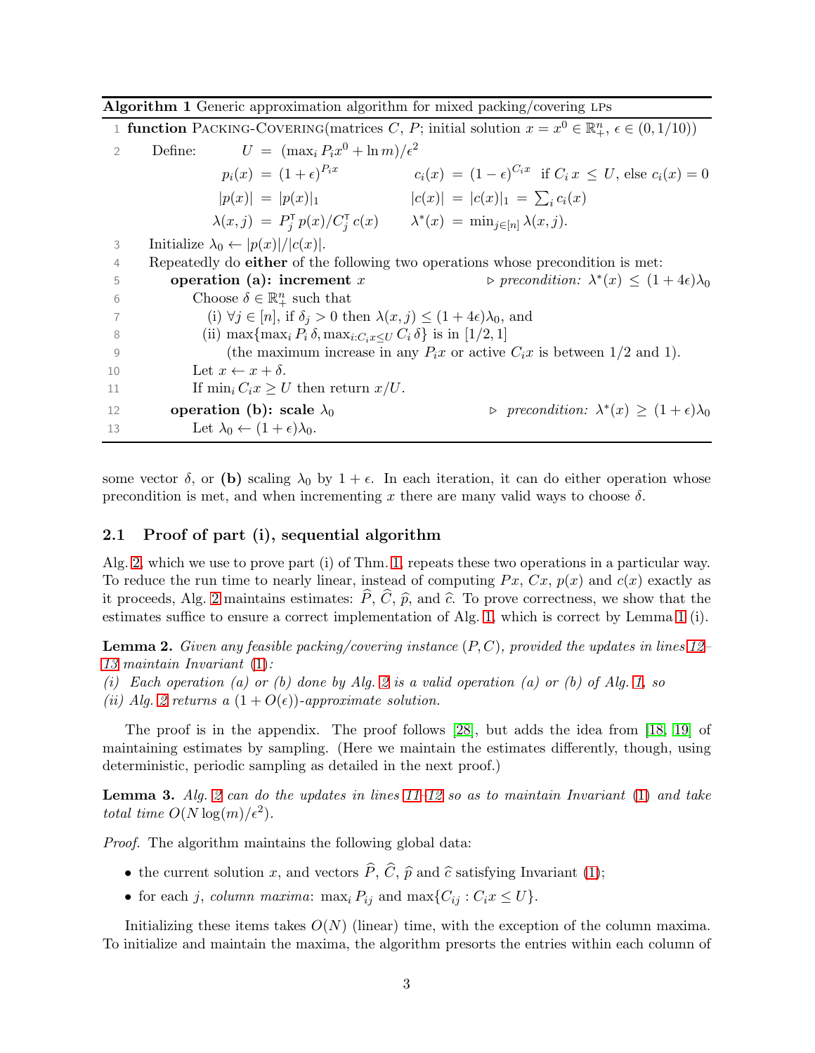**Algorithm 1** Generic approximation algorithm for mixed packing/covering LPs

```
1  function Packing-Covering(matrices C, P; initial solution x = x^0 ∈ ℝ^n_+, ε ∈ (0, 1/10))
2      Define:     U = (max_i P_i x^0 + ln m)/ε^2
                   p_i(x) = (1+ε)^{P_i x}        c_i(x) = (1−ε)^{C_i x} if C_i x ≤ U, else c_i(x) = 0
                   |p(x)| = |p(x)|_1             |c(x)| = |c(x)|_1 = Σ_i c_i(x)
                   λ(x, j) = P_j^T p(x)/C_j^T c(x)    λ*(x) = min_{j∈[n]} λ(x, j).
3      Initialize λ_0 ← |p(x)|/|c(x)|.
4      Repeatedly do either of the following two operations whose precondition is met:
5          operation (a): increment x                  ▷ precondition: λ*(x) ≤ (1+4ε)λ_0
6              Choose δ ∈ ℝ^n_+ such that
7               (i) ∀j ∈ [n], if δ_j > 0 then λ(x, j) ≤ (1+4ε)λ_0, and
8               (ii) max{max_i P_i δ, max_{i:C_i x ≤ U} C_i δ} is in [1/2, 1]
9                   (the maximum increase in any P_i x or active C_i x is between 1/2 and 1).
10             Let x ← x + δ.
11             If min_i C_i x ≥ U then return x/U.
12         operation (b): scale λ_0                    ▷ precondition: λ*(x) ≥ (1+ε)λ_0
13             Let λ_0 ← (1+ε)λ_0.
```

some vector $\delta$, or **(b)** scaling $\lambda_0$ by $1+\epsilon$. In each iteration, it can do either operation whose precondition is met, and when incrementing $x$ there are many valid ways to choose $\delta$.

## 2.1 Proof of part (i), sequential algorithm

Alg. 2, which we use to prove part (i) of Thm. 1, repeats these two operations in a particular way. To reduce the run time to nearly linear, instead of computing $Px$, $Cx$, $p(x)$ and $c(x)$ exactly as it proceeds, Alg. 2 maintains estimates: $\widehat{P}$, $\widehat{C}$, $\widehat{p}$, and $\widehat{c}$. To prove correctness, we show that the estimates suffice to ensure a correct implementation of Alg. 1, which is correct by Lemma 1 (i).

**Lemma 2.** *Given any feasible packing/covering instance $(P, C)$, provided the updates in lines 12–13 maintain Invariant (1):*
*(i) Each operation (a) or (b) done by Alg. 2 is a valid operation (a) or (b) of Alg. 1, so*
*(ii) Alg. 2 returns a $(1+O(\epsilon))$-approximate solution.*

The proof is in the appendix. The proof follows [28], but adds the idea from [18, 19] of maintaining estimates by sampling. (Here we maintain the estimates differently, though, using deterministic, periodic sampling as detailed in the next proof.)

**Lemma 3.** *Alg. 2 can do the updates in lines 11–12 so as to maintain Invariant (1) and take total time $O(N \log(m)/\epsilon^2)$.*

*Proof.* The algorithm maintains the following global data:

- the current solution $x$, and vectors $\widehat{P}$, $\widehat{C}$, $\widehat{p}$ and $\widehat{c}$ satisfying Invariant (1);
- for each $j$, *column maxima*: $\max_i P_{ij}$ and $\max\{C_{ij} : C_i x \le U\}$.

Initializing these items takes $O(N)$ (linear) time, with the exception of the column maxima. To initialize and maintain the maxima, the algorithm presorts the entries within each column of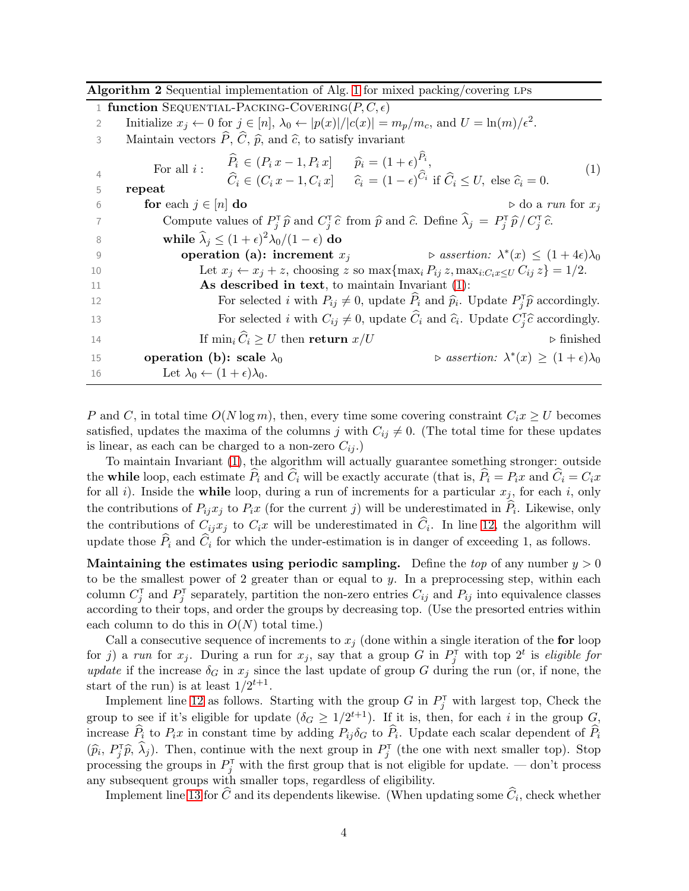**Algorithm 2** Sequential implementation of Alg. 1 for mixed packing/covering LPs

```
1  function SEQUENTIAL-PACKING-COVERING(P, C, ε)
2      Initialize x_j ← 0 for j ∈ [n], λ_0 ← |p(x)|/|c(x)| = m_p/m_c, and U = ln(m)/ε².
3      Maintain vectors P̂, Ĉ, p̂, and ĉ, to satisfy invariant
4          For all i :  P̂_i ∈ (P_i x − 1, P_i x]    p̂_i = (1+ε)^{P̂_i},
                        Ĉ_i ∈ (C_i x − 1, C_i x]    ĉ_i = (1−ε)^{Ĉ_i} if Ĉ_i ≤ U, else ĉ_i = 0.      (1)
5      repeat
6          for each j ∈ [n] do                                              ▷ do a run for x_j
7              Compute values of P_jᵀ p̂ and C_jᵀ ĉ from p̂ and ĉ. Define λ̂_j = P_jᵀ p̂ / C_jᵀ ĉ.
8              while λ̂_j ≤ (1+ε)² λ_0/(1−ε) do
9                  operation (a): increment x_j                         ▷ assertion: λ*(x) ≤ (1+4ε)λ_0
10                     Let x_j ← x_j + z, choosing z so max{max_i P_ij z, max_{i:C_i x ≤ U} C_ij z} = 1/2.
11                     As described in text, to maintain Invariant (1):
12                         For selected i with P_ij ≠ 0, update P̂_i and p̂_i. Update P_jᵀ p̂ accordingly.
13                         For selected i with C_ij ≠ 0, update Ĉ_i and ĉ_i. Update C_jᵀ ĉ accordingly.
14                     If min_i Ĉ_i ≥ U then return x/U                                  ▷ finished
15         operation (b): scale λ_0                                     ▷ assertion: λ*(x) ≥ (1+ε)λ_0
16             Let λ_0 ← (1+ε)λ_0.
```

$P$ and $C$, in total time $O(N \log m)$, then, every time some covering constraint $C_i x \geq U$ becomes satisfied, updates the maxima of the columns $j$ with $C_{ij} \neq 0$. (The total time for these updates is linear, as each can be charged to a non-zero $C_{ij}$.)

To maintain Invariant (1), the algorithm will actually guarantee something stronger: outside the **while** loop, each estimate $\widehat{P}_i$ and $\widehat{C}_i$ will be exactly accurate (that is, $\widehat{P}_i = P_i x$ and $\widehat{C}_i = C_i x$ for all $i$). Inside the **while** loop, during a run of increments for a particular $x_j$, for each $i$, only the contributions of $P_{ij} x_j$ to $P_i x$ (for the current $j$) will be underestimated in $\widehat{P}_i$. Likewise, only the contributions of $C_{ij} x_j$ to $C_i x$ will be underestimated in $\widehat{C}_i$. In line 12, the algorithm will update those $\widehat{P}_i$ and $\widehat{C}_i$ for which the under-estimation is in danger of exceeding 1, as follows.

**Maintaining the estimates using periodic sampling.** Define the *top* of any number $y > 0$ to be the smallest power of 2 greater than or equal to $y$. In a preprocessing step, within each column $C_j^{\mathsf{T}}$ and $P_j^{\mathsf{T}}$ separately, partition the non-zero entries $C_{ij}$ and $P_{ij}$ into equivalence classes according to their tops, and order the groups by decreasing top. (Use the presorted entries within each column to do this in $O(N)$ total time.)

Call a consecutive sequence of increments to $x_j$ (done within a single iteration of the **for** loop for $j$) a *run* for $x_j$. During a run for $x_j$, say that a group $G$ in $P_j^{\mathsf{T}}$ with top $2^t$ is *eligible for update* if the increase $\delta_G$ in $x_j$ since the last update of group $G$ during the run (or, if none, the start of the run) is at least $1/2^{t+1}$.

Implement line 12 as follows. Starting with the group $G$ in $P_j^{\mathsf{T}}$ with largest top, Check the group to see if it's eligible for update ($\delta_G \geq 1/2^{t+1}$). If it is, then, for each $i$ in the group $G$, increase $\widehat{P}_i$ to $P_i x$ in constant time by adding $P_{ij}\delta_G$ to $\widehat{P}_i$. Update each scalar dependent of $\widehat{P}_i$ ($\widehat{p}_i$, $P_j^{\mathsf{T}}\widehat{p}$, $\widehat{\lambda}_j$). Then, continue with the next group in $P_j^{\mathsf{T}}$ (the one with next smaller top). Stop processing the groups in $P_j^{\mathsf{T}}$ with the first group that is not eligible for update. — don't process any subsequent groups with smaller tops, regardless of eligibility.

Implement line 13 for $\widehat{C}$ and its dependents likewise. (When updating some $\widehat{C}_i$, check whether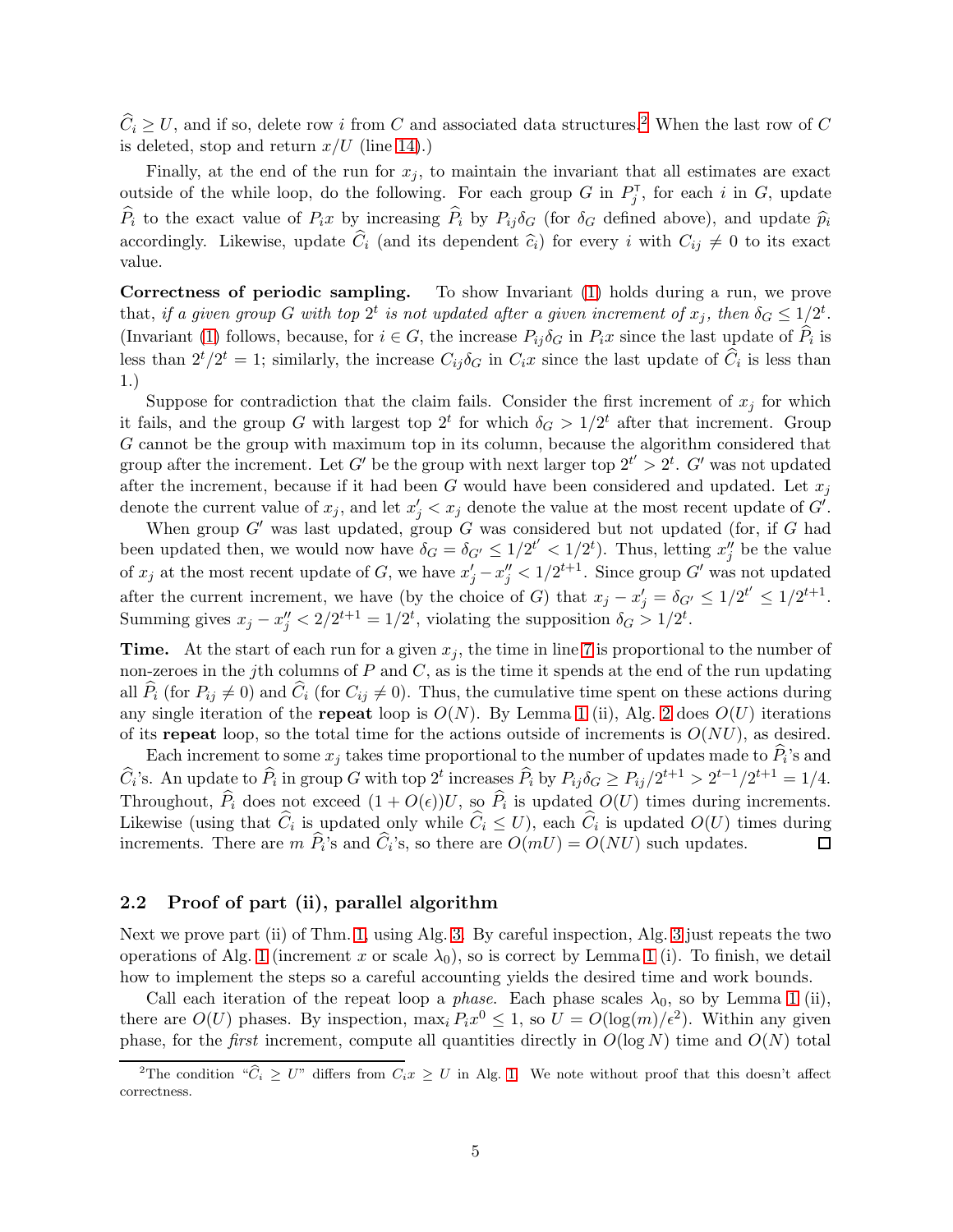$\widehat{C}_i \geq U$, and if so, delete row $i$ from $C$ and associated data structures.[2] When the last row of $C$ is deleted, stop and return $x/U$ (line 14).)

Finally, at the end of the run for $x_j$, to maintain the invariant that all estimates are exact outside of the while loop, do the following. For each group $G$ in $P_j^{\intercal}$, for each $i$ in $G$, update $\widehat{P}_i$ to the exact value of $P_i x$ by increasing $\widehat{P}_i$ by $P_{ij}\delta_G$ (for $\delta_G$ defined above), and update $\widehat{p}_i$ accordingly. Likewise, update $\widehat{C}_i$ (and its dependent $\widehat{c}_i$) for every $i$ with $C_{ij} \neq 0$ to its exact value.

**Correctness of periodic sampling.** To show Invariant (1) holds during a run, we prove that, *if a given group $G$ with top $2^t$ is not updated after a given increment of $x_j$, then $\delta_G \leq 1/2^t$.* (Invariant (1) follows, because, for $i \in G$, the increase $P_{ij}\delta_G$ in $P_i x$ since the last update of $\widehat{P}_i$ is less than $2^t/2^t = 1$; similarly, the increase $C_{ij}\delta_G$ in $C_i x$ since the last update of $\widehat{C}_i$ is less than 1.)

Suppose for contradiction that the claim fails. Consider the first increment of $x_j$ for which it fails, and the group $G$ with largest top $2^t$ for which $\delta_G > 1/2^t$ after that increment. Group $G$ cannot be the group with maximum top in its column, because the algorithm considered that group after the increment. Let $G'$ be the group with next larger top $2^{t'} > 2^t$. $G'$ was not updated after the increment, because if it had been $G$ would have been considered and updated. Let $x_j$ denote the current value of $x_j$, and let $x_j' < x_j$ denote the value at the most recent update of $G'$.

When group $G'$ was last updated, group $G$ was considered but not updated (for, if $G$ had been updated then, we would now have $\delta_G = \delta_{G'} \leq 1/2^{t'} < 1/2^t$). Thus, letting $x_j''$ be the value of $x_j$ at the most recent update of $G$, we have $x_j' - x_j'' < 1/2^{t+1}$. Since group $G'$ was not updated after the current increment, we have (by the choice of $G$) that $x_j - x_j' = \delta_{G'} \leq 1/2^{t'} \leq 1/2^{t+1}$. Summing gives $x_j - x_j'' < 2/2^{t+1} = 1/2^t$, violating the supposition $\delta_G > 1/2^t$.

**Time.** At the start of each run for a given $x_j$, the time in line 7 is proportional to the number of non-zeroes in the $j$th columns of $P$ and $C$, as is the time it spends at the end of the run updating all $\widehat{P}_i$ (for $P_{ij} \neq 0$) and $\widehat{C}_i$ (for $C_{ij} \neq 0$). Thus, the cumulative time spent on these actions during any single iteration of the **repeat** loop is $O(N)$. By Lemma 1 (ii), Alg. 2 does $O(U)$ iterations of its **repeat** loop, so the total time for the actions outside of increments is $O(NU)$, as desired.

Each increment to some $x_j$ takes time proportional to the number of updates made to $\widehat{P}_i$'s and $\widehat{C}_i$'s. An update to $\widehat{P}_i$ in group $G$ with top $2^t$ increases $\widehat{P}_i$ by $P_{ij}\delta_G \geq P_{ij}/2^{t+1} > 2^{t-1}/2^{t+1} = 1/4$. Throughout, $\widehat{P}_i$ does not exceed $(1 + O(\epsilon))U$, so $\widehat{P}_i$ is updated $O(U)$ times during increments. Likewise (using that $\widehat{C}_i$ is updated only while $\widehat{C}_i \leq U$), each $\widehat{C}_i$ is updated $O(U)$ times during increments. There are $m$ $\widehat{P}_i$'s and $\widehat{C}_i$'s, so there are $O(mU) = O(NU)$ such updates. $\square$

## 2.2 Proof of part (ii), parallel algorithm

Next we prove part (ii) of Thm. 1, using Alg. 3. By careful inspection, Alg. 3 just repeats the two operations of Alg. 1 (increment $x$ or scale $\lambda_0$), so is correct by Lemma 1 (i). To finish, we detail how to implement the steps so a careful accounting yields the desired time and work bounds.

Call each iteration of the repeat loop a *phase*. Each phase scales $\lambda_0$, so by Lemma 1 (ii), there are $O(U)$ phases. By inspection, $\max_i P_i x^0 \leq 1$, so $U = O(\log(m)/\epsilon^2)$. Within any given phase, for the *first* increment, compute all quantities directly in $O(\log N)$ time and $O(N)$ total

[2] The condition "$\widehat{C}_i \geq U$" differs from $C_i x \geq U$ in Alg. 1. We note without proof that this doesn't affect correctness.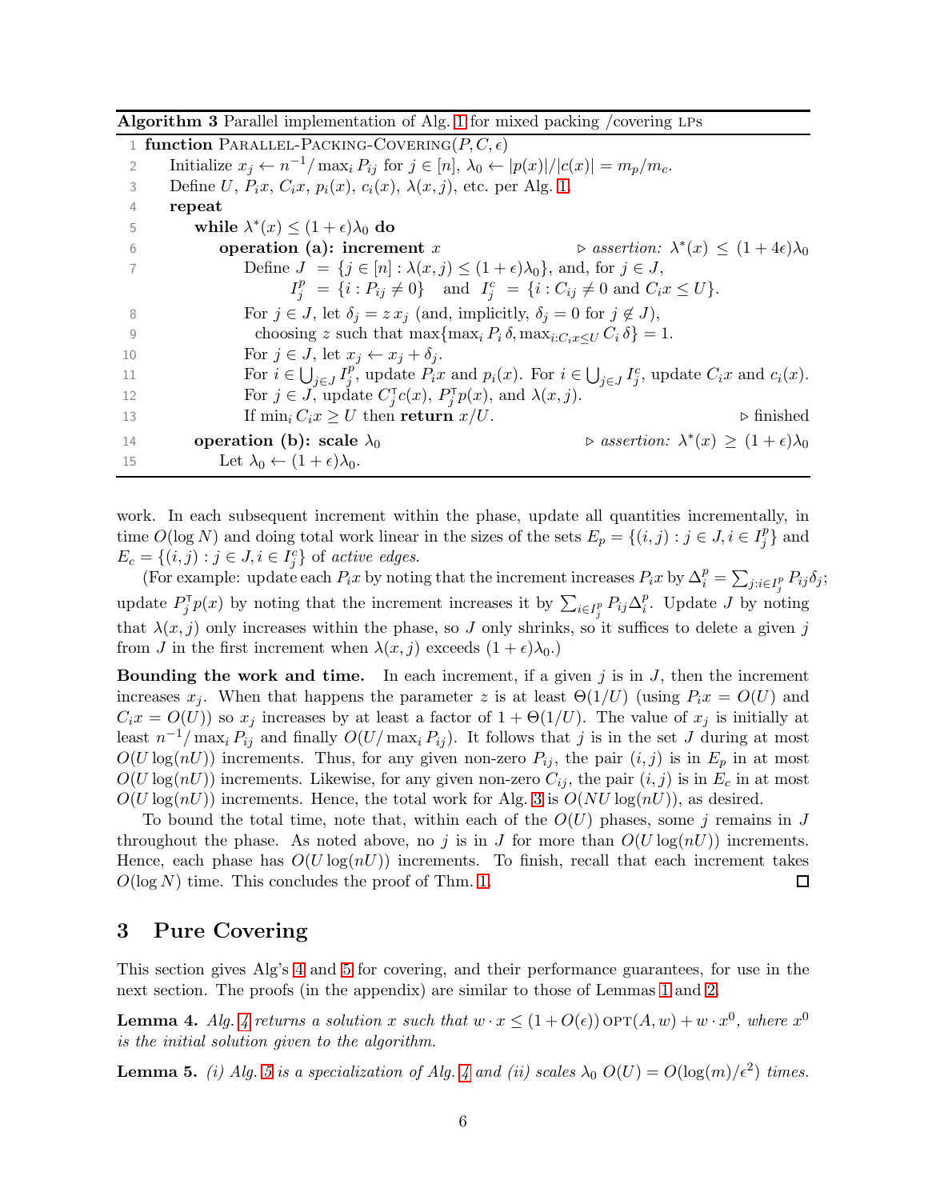**Algorithm 3** Parallel implementation of Alg. 1 for mixed packing /covering LPs

```
1  function Parallel-Packing-Covering(P, C, ε)
2      Initialize x_j ← n^{-1}/ max_i P_ij for j ∈ [n], λ_0 ← |p(x)|/|c(x)| = m_p/m_c.
3      Define U, P_i x, C_i x, p_i(x), c_i(x), λ(x, j), etc. per Alg. 1.
4      repeat
5          while λ*(x) ≤ (1 + ε)λ_0 do
6              operation (a): increment x                    ▷ assertion: λ*(x) ≤ (1 + 4ε)λ_0
7                  Define J = {j ∈ [n] : λ(x, j) ≤ (1 + ε)λ_0}, and, for j ∈ J,
                          I^p_j = {i : P_ij ≠ 0}   and   I^c_j = {i : C_ij ≠ 0 and C_i x ≤ U}.
8                  For j ∈ J, let δ_j = z x_j (and, implicitly, δ_j = 0 for j ∉ J),
9                   choosing z such that max{max_i P_i δ, max_{i:C_i x ≤ U} C_i δ} = 1.
10                 For j ∈ J, let x_j ← x_j + δ_j.
11                 For i ∈ ⋃_{j∈J} I^p_j, update P_i x and p_i(x). For i ∈ ⋃_{j∈J} I^c_j, update C_i x and c_i(x).
12                 For j ∈ J, update C_j^T c(x), P_j^T p(x), and λ(x, j).
13                 If min_i C_i x ≥ U then return x/U.                                ▷ finished
14         operation (b): scale λ_0                          ▷ assertion: λ*(x) ≥ (1 + ε)λ_0
15             Let λ_0 ← (1 + ε)λ_0.
```

work. In each subsequent increment within the phase, update all quantities incrementally, in time $O(\log N)$ and doing total work linear in the sizes of the sets $E_p = \{(i,j) : j \in J, i \in I^p_j\}$ and $E_c = \{(i,j) : j \in J, i \in I^c_j\}$ of *active edges*.

(For example: update each $P_i x$ by noting that the increment increases $P_i x$ by $\Delta^p_i = \sum_{j : i \in I^p_j} P_{ij}\delta_j$; update $P_j^{\mathsf{T}} p(x)$ by noting that the increment increases it by $\sum_{i \in I^p_j} P_{ij}\Delta^p_i$. Update $J$ by noting that $\lambda(x,j)$ only increases within the phase, so $J$ only shrinks, so it suffices to delete a given $j$ from $J$ in the first increment when $\lambda(x,j)$ exceeds $(1+\epsilon)\lambda_0$.)

**Bounding the work and time.** In each increment, if a given $j$ is in $J$, then the increment increases $x_j$. When that happens the parameter $z$ is at least $\Theta(1/U)$ (using $P_i x = O(U)$ and $C_i x = O(U)$) so $x_j$ increases by at least a factor of $1 + \Theta(1/U)$. The value of $x_j$ is initially at least $n^{-1}/\max_i P_{ij}$ and finally $O(U/\max_i P_{ij})$. It follows that $j$ is in the set $J$ during at most $O(U \log(nU))$ increments. Thus, for any given non-zero $P_{ij}$, the pair $(i,j)$ is in $E_p$ in at most $O(U \log(nU))$ increments. Likewise, for any given non-zero $C_{ij}$, the pair $(i,j)$ is in $E_c$ in at most $O(U \log(nU))$ increments. Hence, the total work for Alg. 3 is $O(NU \log(nU))$, as desired.

To bound the total time, note that, within each of the $O(U)$ phases, some $j$ remains in $J$ throughout the phase. As noted above, no $j$ is in $J$ for more than $O(U \log(nU))$ increments. Hence, each phase has $O(U \log(nU))$ increments. To finish, recall that each increment takes $O(\log N)$ time. This concludes the proof of Thm. 1. ∎

## 3 Pure Covering

This section gives Alg's 4 and 5 for covering, and their performance guarantees, for use in the next section. The proofs (in the appendix) are similar to those of Lemmas 1 and 2.

**Lemma 4.** *Alg. 4 returns a solution $x$ such that $w \cdot x \le (1 + O(\epsilon))\,\mathrm{OPT}(A, w) + w \cdot x^0$, where $x^0$ is the initial solution given to the algorithm.*

**Lemma 5.** *(i) Alg. 5 is a specialization of Alg. 4 and (ii) scales $\lambda_0$ $O(U) = O(\log(m)/\epsilon^2)$ times.*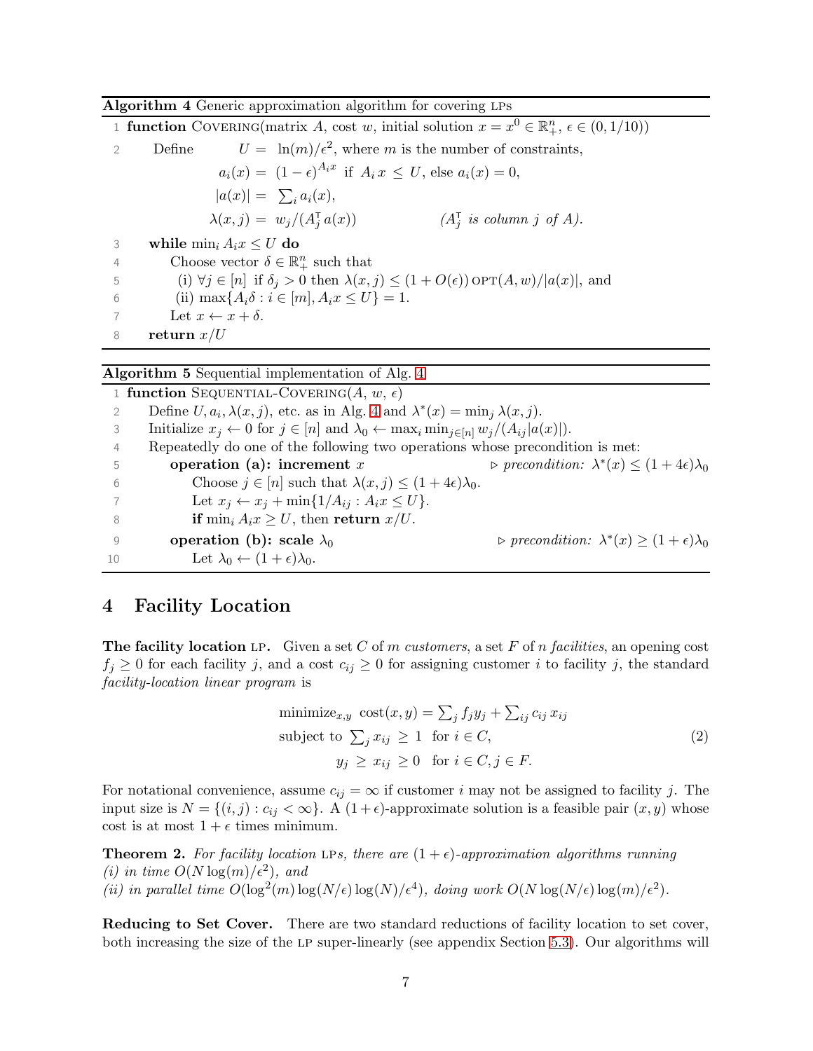**Algorithm 4** Generic approximation algorithm for covering LPs

```
1  function COVERING(matrix A, cost w, initial solution x = x^0 ∈ ℝ^n_+, ε ∈ (0, 1/10))
2      Define    U = ln(m)/ε², where m is the number of constraints,
               a_i(x) = (1 − ε)^{A_i x}  if  A_i x ≤ U, else a_i(x) = 0,
               |a(x)| = Σ_i a_i(x),
               λ(x, j) = w_j/(A_j^T a(x))          (A_j^T is column j of A).
3      while min_i A_i x ≤ U do
4          Choose vector δ ∈ ℝ^n_+ such that
5           (i) ∀j ∈ [n] if δ_j > 0 then λ(x, j) ≤ (1 + O(ε)) OPT(A, w)/|a(x)|, and
6           (ii) max{A_i δ : i ∈ [m], A_i x ≤ U} = 1.
7          Let x ← x + δ.
8      return x/U
```

**Algorithm 5** Sequential implementation of Alg. 4

```
1  function SEQUENTIAL-COVERING(A, w, ε)
2      Define U, a_i, λ(x, j), etc. as in Alg. 4 and λ*(x) = min_j λ(x, j).
3      Initialize x_j ← 0 for j ∈ [n] and λ_0 ← max_i min_{j∈[n]} w_j/(A_ij |a(x)|).
4      Repeatedly do one of the following two operations whose precondition is met:
5          operation (a): increment x                   ▷ precondition: λ*(x) ≤ (1 + 4ε)λ_0
6              Choose j ∈ [n] such that λ(x, j) ≤ (1 + 4ε)λ_0.
7              Let x_j ← x_j + min{1/A_ij : A_i x ≤ U}.
8              if min_i A_i x ≥ U, then return x/U.
9          operation (b): scale λ_0                     ▷ precondition: λ*(x) ≥ (1 + ε)λ_0
10             Let λ_0 ← (1 + ε)λ_0.
```

## 4 Facility Location

**The facility location LP.** Given a set $C$ of $m$ *customers*, a set $F$ of $n$ *facilities*, an opening cost $f_j \geq 0$ for each facility $j$, and a cost $c_{ij} \geq 0$ for assigning customer $i$ to facility $j$, the standard *facility-location linear program* is

$$
\begin{aligned}
&\text{minimize}_{x,y} \ \text{cost}(x, y) = \textstyle\sum_j f_j y_j + \sum_{ij} c_{ij}\, x_{ij} \\
&\text{subject to } \textstyle\sum_j x_{ij} \ \geq\ 1 \ \text{ for } i \in C, \\
&\qquad\qquad y_j \ \geq\ x_{ij} \ \geq 0 \ \text{ for } i \in C, j \in F.
\end{aligned}
\tag{2}
$$

For notational convenience, assume $c_{ij} = \infty$ if customer $i$ may not be assigned to facility $j$. The input size is $N = \{(i, j) : c_{ij} < \infty\}$. A $(1+\epsilon)$-approximate solution is a feasible pair $(x, y)$ whose cost is at most $1 + \epsilon$ times minimum.

**Theorem 2.** *For facility location* LP*s, there are $(1 + \epsilon)$-approximation algorithms running*
*(i) in time $O(N \log(m)/\epsilon^2)$, and*
*(ii) in parallel time $O(\log^2(m)\log(N/\epsilon)\log(N)/\epsilon^4)$, doing work $O(N \log(N/\epsilon)\log(m)/\epsilon^2)$.*

**Reducing to Set Cover.** There are two standard reductions of facility location to set cover, both increasing the size of the LP super-linearly (see appendix Section 5.3). Our algorithms will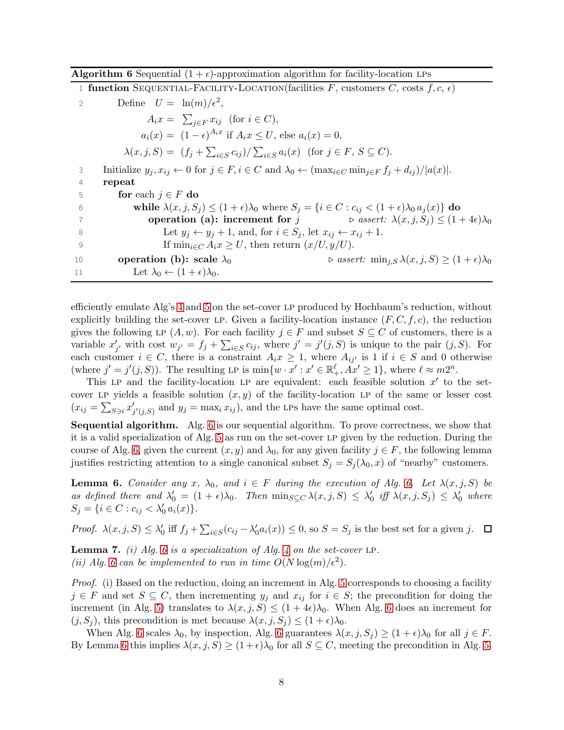**Algorithm 6** Sequential $(1+\epsilon)$-approximation algorithm for facility-location LPs

```
1  function Sequential-Facility-Location(facilities F, customers C, costs f, c, ε)
2      Define  U = ln(m)/ε²,
               A_i x = Σ_{j∈F} x_ij   (for i ∈ C),
               a_i(x) = (1−ε)^{A_i x} if A_i x ≤ U, else a_i(x) = 0,
               λ(x, j, S) = (f_j + Σ_{i∈S} c_ij) / Σ_{i∈S} a_i(x)   (for j ∈ F, S ⊆ C).
3      Initialize y_j, x_ij ← 0 for j ∈ F, i ∈ C and λ_0 ← (max_{i∈C} min_{j∈F} f_j + d_ij)/|a(x)|.
4      repeat
5          for each j ∈ F do
6              while λ(x, j, S_j) ≤ (1+ε)λ_0 where S_j = {i ∈ C : c_ij < (1+ε)λ_0 a_j(x)} do
7                  operation (a): increment for j          ▷ assert: λ(x, j, S_j) ≤ (1+4ε)λ_0
8                      Let y_j ← y_j + 1, and, for i ∈ S_j, let x_ij ← x_ij + 1.
9                      If min_{i∈C} A_i x ≥ U, then return (x/U, y/U).
10         operation (b): scale λ_0                    ▷ assert: min_{j,S} λ(x, j, S) ≥ (1+ε)λ_0
11             Let λ_0 ← (1+ε)λ_0.
```

efficiently emulate Alg's 4 and 5 on the set-cover LP produced by Hochbaum's reduction, without explicitly building the set-cover LP. Given a facility-location instance $(F, C, f, c)$, the reduction gives the following LP $(A, w)$. For each facility $j \in F$ and subset $S \subseteq C$ of customers, there is a variable $x'_{j'}$ with cost $w_{j'} = f_j + \sum_{i \in S} c_{ij}$, where $j' = j'(j, S)$ is unique to the pair $(j, S)$. For each customer $i \in C$, there is a constraint $A_i x \geq 1$, where $A_{ij'}$ is 1 if $i \in S$ and 0 otherwise (where $j' = j'(j, S)$). The resulting LP is $\min\{w \cdot x' : x' \in \mathbb{R}^{\ell}_{+}, Ax' \geq 1\}$, where $\ell \approx m2^n$.

This LP and the facility-location LP are equivalent: each feasible solution $x'$ to the set-cover LP yields a feasible solution $(x, y)$ of the facility-location LP of the same or lesser cost ($x_{ij} = \sum_{S \ni i} x'_{j'(j,S)}$ and $y_j = \max_i x_{ij}$), and the LPs have the same optimal cost.

**Sequential algorithm.** Alg. 6 is our sequential algorithm. To prove correctness, we show that it is a valid specialization of Alg. 5 as run on the set-cover LP given by the reduction. During the course of Alg. 6, given the current $(x, y)$ and $\lambda_0$, for any given facility $j \in F$, the following lemma justifies restricting attention to a single canonical subset $S_j = S_j(\lambda_0, x)$ of "nearby" customers.

**Lemma 6.** *Consider any $x$, $\lambda_0$, and $i \in F$ during the execution of Alg. 6. Let $\lambda(x, j, S)$ be as defined there and $\lambda'_0 = (1+\epsilon)\lambda_0$. Then $\min_{S \subseteq C} \lambda(x, j, S) \leq \lambda'_0$ iff $\lambda(x, j, S_j) \leq \lambda'_0$ where $S_j = \{i \in C : c_{ij} < \lambda'_0 \, a_i(x)\}$.*

*Proof.* $\lambda(x, j, S) \leq \lambda'_0$ iff $f_j + \sum_{i \in S}(c_{ij} - \lambda'_0 a_i(x)) \leq 0$, so $S = S_j$ is the best set for a given $j$. $\square$

**Lemma 7.** *(i) Alg. 6 is a specialization of Alg. 4 on the set-cover LP.*
*(ii) Alg. 6 can be implemented to run in time $O(N \log(m)/\epsilon^2)$.*

*Proof.* (i) Based on the reduction, doing an increment in Alg. 5 corresponds to choosing a facility $j \in F$ and set $S \subseteq C$, then incrementing $y_j$ and $x_{ij}$ for $i \in S$; the precondition for doing the increment (in Alg. 5) translates to $\lambda(x, j, S) \leq (1+4\epsilon)\lambda_0$. When Alg. 6 does an increment for $(j, S_j)$, this precondition is met because $\lambda(x, j, S_j) \leq (1+\epsilon)\lambda_0$.

When Alg. 6 scales $\lambda_0$, by inspection, Alg. 6 guarantees $\lambda(x, j, S_j) \geq (1+\epsilon)\lambda_0$ for all $j \in F$. By Lemma 6 this implies $\lambda(x, j, S) \geq (1+\epsilon)\lambda_0$ for all $S \subseteq C$, meeting the precondition in Alg. 5.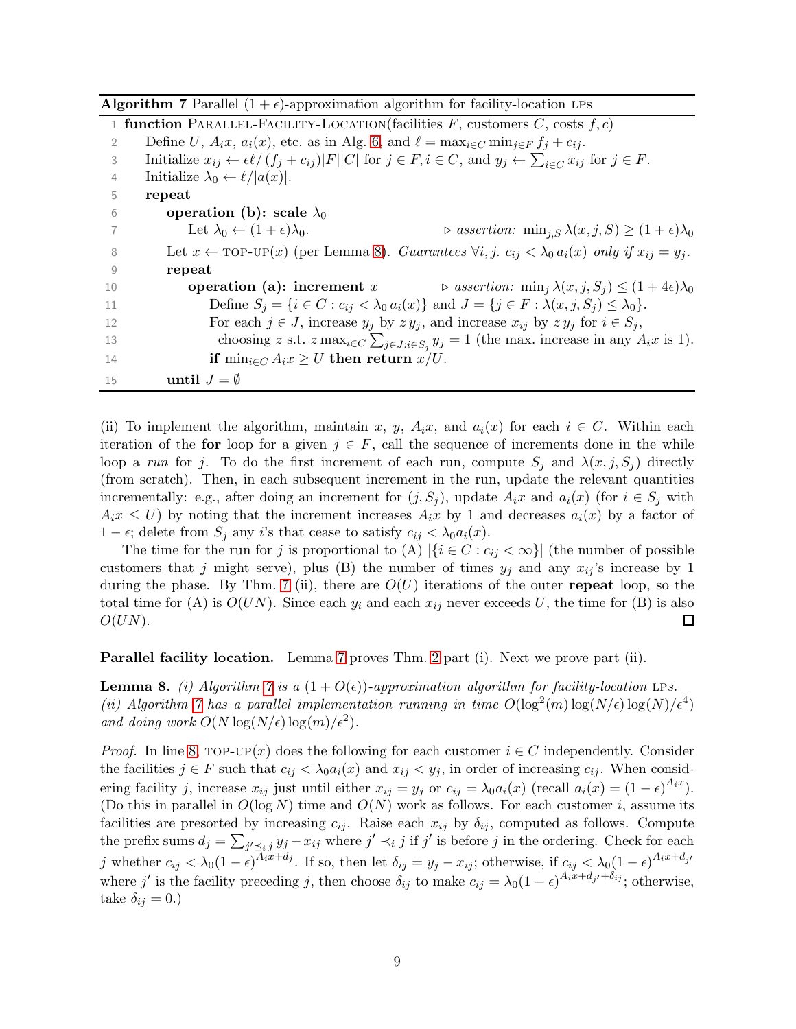**Algorithm 7** Parallel $(1+\epsilon)$-approximation algorithm for facility-location LPs

```
1  function Parallel-Facility-Location(facilities F, customers C, costs f, c)
2      Define U, A_i x, a_i(x), etc. as in Alg. 6, and ℓ = max_{i∈C} min_{j∈F} f_j + c_ij.
3      Initialize x_ij ← εℓ/(f_j + c_ij)|F||C| for j ∈ F, i ∈ C, and y_j ← Σ_{i∈C} x_ij for j ∈ F.
4      Initialize λ_0 ← ℓ/|a(x)|.
5      repeat
6          operation (b): scale λ_0
7              Let λ_0 ← (1+ε)λ_0.                 ▷ assertion: min_{j,S} λ(x,j,S) ≥ (1+ε)λ_0
8          Let x ← top-up(x) (per Lemma 8). Guarantees ∀i,j. c_ij < λ_0 a_i(x) only if x_ij = y_j.
9          repeat
10             operation (a): increment x          ▷ assertion: min_j λ(x,j,S_j) ≤ (1+4ε)λ_0
11                 Define S_j = {i ∈ C : c_ij < λ_0 a_i(x)} and J = {j ∈ F : λ(x,j,S_j) ≤ λ_0}.
12                 For each j ∈ J, increase y_j by z y_j, and increase x_ij by z y_j for i ∈ S_j,
13                   choosing z s.t. z max_{i∈C} Σ_{j∈J: i∈S_j} y_j = 1 (the max. increase in any A_i x is 1).
14                 if min_{i∈C} A_i x ≥ U then return x/U.
15         until J = ∅
```

(ii) To implement the algorithm, maintain $x$, $y$, $A_i x$, and $a_i(x)$ for each $i \in C$. Within each iteration of the **for** loop for a given $j \in F$, call the sequence of increments done in the while loop a *run* for $j$. To do the first increment of each run, compute $S_j$ and $\lambda(x, j, S_j)$ directly (from scratch). Then, in each subsequent increment in the run, update the relevant quantities incrementally: e.g., after doing an increment for $(j, S_j)$, update $A_i x$ and $a_i(x)$ (for $i \in S_j$ with $A_i x \leq U$) by noting that the increment increases $A_i x$ by 1 and decreases $a_i(x)$ by a factor of $1 - \epsilon$; delete from $S_j$ any $i$'s that cease to satisfy $c_{ij} < \lambda_0 a_i(x)$.

The time for the run for $j$ is proportional to (A) $|\{i \in C : c_{ij} < \infty\}|$ (the number of possible customers that $j$ might serve), plus (B) the number of times $y_j$ and any $x_{ij}$'s increase by 1 during the phase. By Thm. 7 (ii), there are $O(U)$ iterations of the outer **repeat** loop, so the total time for (A) is $O(UN)$. Since each $y_i$ and each $x_{ij}$ never exceeds $U$, the time for (B) is also $O(UN)$. ☐

**Parallel facility location.** Lemma 7 proves Thm. 2 part (i). Next we prove part (ii).

**Lemma 8.** *(i) Algorithm 7 is a $(1 + O(\epsilon))$-approximation algorithm for facility-location* LPs*. (ii) Algorithm 7 has a parallel implementation running in time $O(\log^2(m) \log(N/\epsilon) \log(N)/\epsilon^4)$ and doing work $O(N \log(N/\epsilon) \log(m)/\epsilon^2)$.*

*Proof.* In line 8, top-up$(x)$ does the following for each customer $i \in C$ independently. Consider the facilities $j \in F$ such that $c_{ij} < \lambda_0 a_i(x)$ and $x_{ij} < y_j$, in order of increasing $c_{ij}$. When considering facility $j$, increase $x_{ij}$ just until either $x_{ij} = y_j$ or $c_{ij} = \lambda_0 a_i(x)$ (recall $a_i(x) = (1-\epsilon)^{A_i x}$). (Do this in parallel in $O(\log N)$ time and $O(N)$ work as follows. For each customer $i$, assume its facilities are presorted by increasing $c_{ij}$. Raise each $x_{ij}$ by $\delta_{ij}$, computed as follows. Compute the prefix sums $d_j = \sum_{j' \preceq_i j} y_j - x_{ij}$ where $j' \prec_i j$ if $j'$ is before $j$ in the ordering. Check for each $j$ whether $c_{ij} < \lambda_0 (1-\epsilon)^{A_i x + d_j}$. If so, then let $\delta_{ij} = y_j - x_{ij}$; otherwise, if $c_{ij} < \lambda_0 (1-\epsilon)^{A_i x + d_{j'}}$ where $j'$ is the facility preceding $j$, then choose $\delta_{ij}$ to make $c_{ij} = \lambda_0 (1-\epsilon)^{A_i x + d_{j'} + \delta_{ij}}$; otherwise, take $\delta_{ij} = 0$.)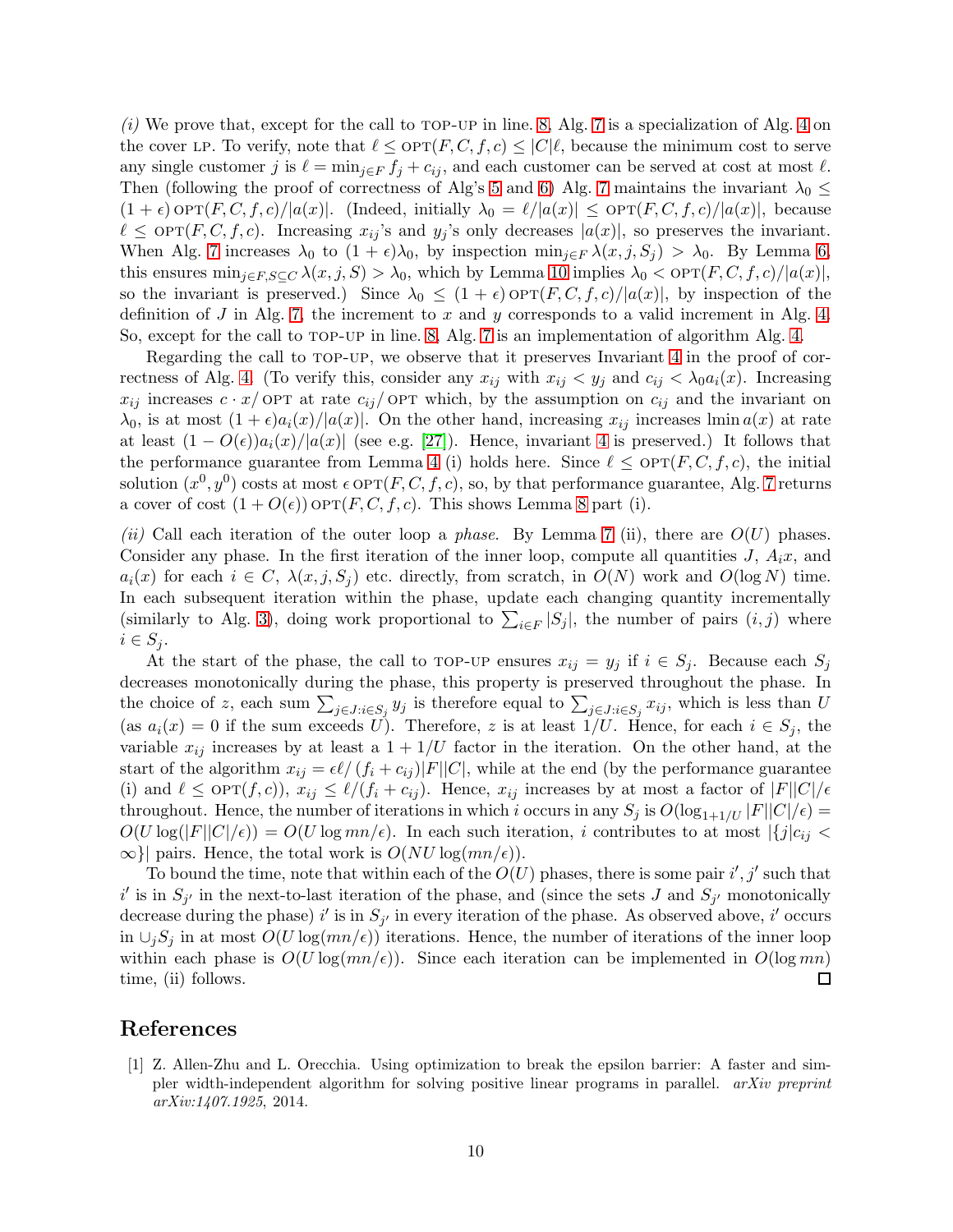*(i)* We prove that, except for the call to TOP-UP in line. 8, Alg. 7 is a specialization of Alg. 4 on the cover LP. To verify, note that $\ell \le \text{OPT}(F, C, f, c) \le |C|\ell$, because the minimum cost to serve any single customer $j$ is $\ell = \min_{j\in F} f_j + c_{ij}$, and each customer can be served at cost at most $\ell$. Then (following the proof of correctness of Alg's 5 and 6) Alg. 7 maintains the invariant $\lambda_0 \le (1+\epsilon)\,\text{OPT}(F, C, f, c)/|a(x)|$. (Indeed, initially $\lambda_0 = \ell/|a(x)| \le \text{OPT}(F, C, f, c)/|a(x)|$, because $\ell \le \text{OPT}(F, C, f, c)$. Increasing $x_{ij}$'s and $y_j$'s only decreases $|a(x)|$, so preserves the invariant. When Alg. 7 increases $\lambda_0$ to $(1+\epsilon)\lambda_0$, by inspection $\min_{j\in F} \lambda(x, j, S_j) > \lambda_0$. By Lemma 6, this ensures $\min_{j\in F, S\subseteq C} \lambda(x, j, S) > \lambda_0$, which by Lemma 10 implies $\lambda_0 < \text{OPT}(F, C, f, c)/|a(x)|$, so the invariant is preserved.) Since $\lambda_0 \le (1+\epsilon)\,\text{OPT}(F, C, f, c)/|a(x)|$, by inspection of the definition of $J$ in Alg. 7, the increment to $x$ and $y$ corresponds to a valid increment in Alg. 4. So, except for the call to TOP-UP in line. 8, Alg. 7 is an implementation of algorithm Alg. 4.

Regarding the call to TOP-UP, we observe that it preserves Invariant 4 in the proof of correctness of Alg. 4. (To verify this, consider any $x_{ij}$ with $x_{ij} < y_j$ and $c_{ij} < \lambda_0 a_i(x)$. Increasing $x_{ij}$ increases $c\cdot x/\,\text{OPT}$ at rate $c_{ij}/\,\text{OPT}$ which, by the assumption on $c_{ij}$ and the invariant on $\lambda_0$, is at most $(1+\epsilon)a_i(x)/|a(x)|$. On the other hand, increasing $x_{ij}$ increases $\text{lmin}\, a(x)$ at rate at least $(1-O(\epsilon))a_i(x)/|a(x)|$ (see e.g. [27]). Hence, invariant 4 is preserved.) It follows that the performance guarantee from Lemma 4 (i) holds here. Since $\ell \le \text{OPT}(F, C, f, c)$, the initial solution $(x^0, y^0)$ costs at most $\epsilon\,\text{OPT}(F, C, f, c)$, so, by that performance guarantee, Alg. 7 returns a cover of cost $(1+O(\epsilon))\,\text{OPT}(F, C, f, c)$. This shows Lemma 8 part (i).

*(ii)* Call each iteration of the outer loop a *phase*. By Lemma 7 (ii), there are $O(U)$ phases. Consider any phase. In the first iteration of the inner loop, compute all quantities $J$, $A_i x$, and $a_i(x)$ for each $i \in C$, $\lambda(x, j, S_j)$ etc. directly, from scratch, in $O(N)$ work and $O(\log N)$ time. In each subsequent iteration within the phase, update each changing quantity incrementally (similarly to Alg. 3), doing work proportional to $\sum_{i\in F} |S_j|$, the number of pairs $(i, j)$ where $i \in S_j$.

At the start of the phase, the call to TOP-UP ensures $x_{ij} = y_j$ if $i \in S_j$. Because each $S_j$ decreases monotonically during the phase, this property is preserved throughout the phase. In the choice of $z$, each sum $\sum_{j\in J: i\in S_j} y_j$ is therefore equal to $\sum_{j\in J: i\in S_j} x_{ij}$, which is less than $U$ (as $a_i(x) = 0$ if the sum exceeds $U$). Therefore, $z$ is at least $1/U$. Hence, for each $i \in S_j$, the variable $x_{ij}$ increases by at least a $1 + 1/U$ factor in the iteration. On the other hand, at the start of the algorithm $x_{ij} = \epsilon\ell/\,(f_i + c_{ij})|F||C|$, while at the end (by the performance guarantee (i) and $\ell \le \text{OPT}(f, c)$), $x_{ij} \le \ell/(f_i + c_{ij})$. Hence, $x_{ij}$ increases by at most a factor of $|F||C|/\epsilon$ throughout. Hence, the number of iterations in which $i$ occurs in any $S_j$ is $O(\log_{1+1/U} |F||C|/\epsilon) = O(U \log(|F||C|/\epsilon)) = O(U \log mn/\epsilon)$. In each such iteration, $i$ contributes to at most $|\{j | c_{ij} < \infty\}|$ pairs. Hence, the total work is $O(NU \log(mn/\epsilon))$.

To bound the time, note that within each of the $O(U)$ phases, there is some pair $i', j'$ such that $i'$ is in $S_{j'}$ in the next-to-last iteration of the phase, and (since the sets $J$ and $S_{j'}$ monotonically decrease during the phase) $i'$ is in $S_{j'}$ in every iteration of the phase. As observed above, $i'$ occurs in $\cup_j S_j$ in at most $O(U \log(mn/\epsilon))$ iterations. Hence, the number of iterations of the inner loop within each phase is $O(U \log(mn/\epsilon))$. Since each iteration can be implemented in $O(\log mn)$ time, (ii) follows. ☐

# References

[1] Z. Allen-Zhu and L. Orecchia. Using optimization to break the epsilon barrier: A faster and simpler width-independent algorithm for solving positive linear programs in parallel. *arXiv preprint arXiv:1407.1925*, 2014.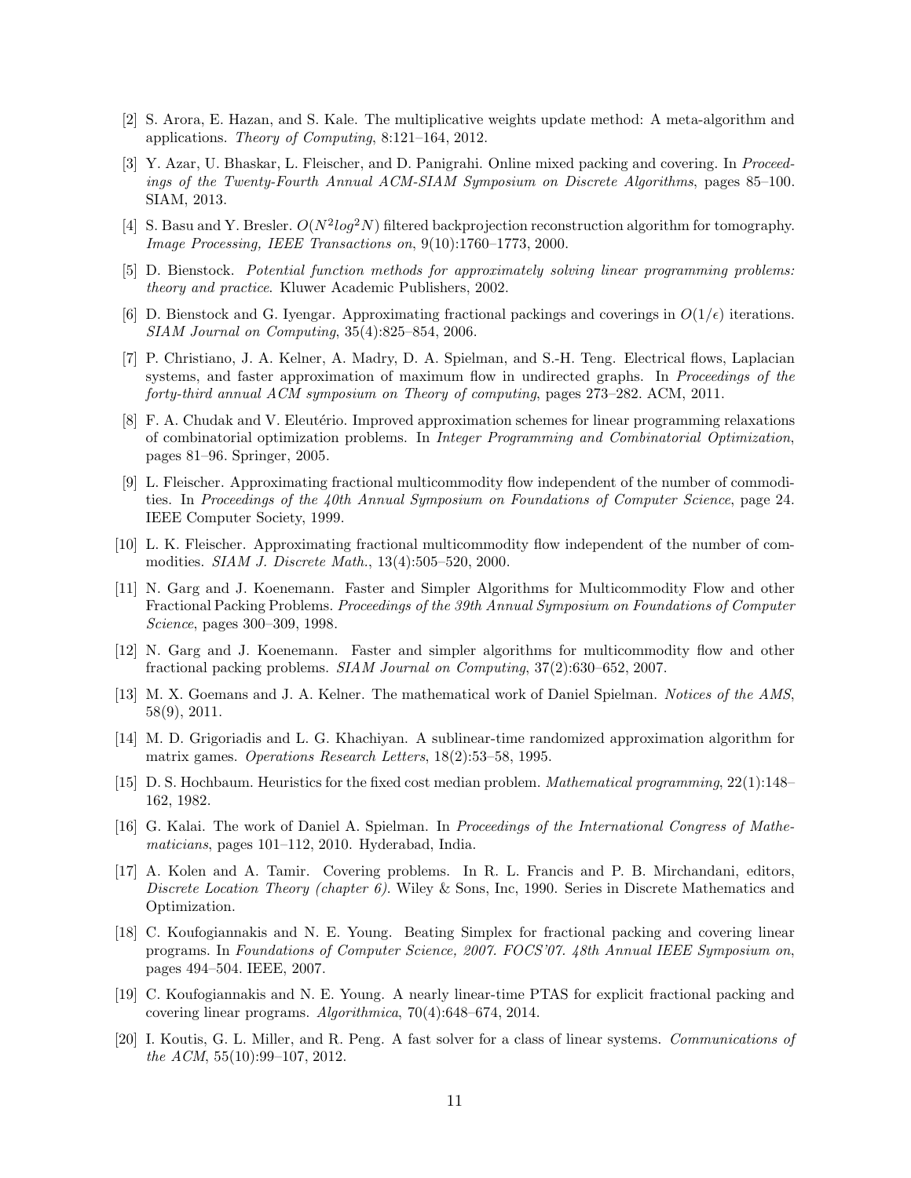[2] S. Arora, E. Hazan, and S. Kale. The multiplicative weights update method: A meta-algorithm and applications. *Theory of Computing*, 8:121–164, 2012.

[3] Y. Azar, U. Bhaskar, L. Fleischer, and D. Panigrahi. Online mixed packing and covering. In *Proceedings of the Twenty-Fourth Annual ACM-SIAM Symposium on Discrete Algorithms*, pages 85–100. SIAM, 2013.

[4] S. Basu and Y. Bresler. $O(N^2 log^2 N)$ filtered backprojection reconstruction algorithm for tomography. *Image Processing, IEEE Transactions on*, 9(10):1760–1773, 2000.

[5] D. Bienstock. *Potential function methods for approximately solving linear programming problems: theory and practice*. Kluwer Academic Publishers, 2002.

[6] D. Bienstock and G. Iyengar. Approximating fractional packings and coverings in $O(1/\epsilon)$ iterations. *SIAM Journal on Computing*, 35(4):825–854, 2006.

[7] P. Christiano, J. A. Kelner, A. Madry, D. A. Spielman, and S.-H. Teng. Electrical flows, Laplacian systems, and faster approximation of maximum flow in undirected graphs. In *Proceedings of the forty-third annual ACM symposium on Theory of computing*, pages 273–282. ACM, 2011.

[8] F. A. Chudak and V. Eleutério. Improved approximation schemes for linear programming relaxations of combinatorial optimization problems. In *Integer Programming and Combinatorial Optimization*, pages 81–96. Springer, 2005.

[9] L. Fleischer. Approximating fractional multicommodity flow independent of the number of commodities. In *Proceedings of the 40th Annual Symposium on Foundations of Computer Science*, page 24. IEEE Computer Society, 1999.

[10] L. K. Fleischer. Approximating fractional multicommodity flow independent of the number of commodities. *SIAM J. Discrete Math.*, 13(4):505–520, 2000.

[11] N. Garg and J. Koenemann. Faster and Simpler Algorithms for Multicommodity Flow and other Fractional Packing Problems. *Proceedings of the 39th Annual Symposium on Foundations of Computer Science*, pages 300–309, 1998.

[12] N. Garg and J. Koenemann. Faster and simpler algorithms for multicommodity flow and other fractional packing problems. *SIAM Journal on Computing*, 37(2):630–652, 2007.

[13] M. X. Goemans and J. A. Kelner. The mathematical work of Daniel Spielman. *Notices of the AMS*, 58(9), 2011.

[14] M. D. Grigoriadis and L. G. Khachiyan. A sublinear-time randomized approximation algorithm for matrix games. *Operations Research Letters*, 18(2):53–58, 1995.

[15] D. S. Hochbaum. Heuristics for the fixed cost median problem. *Mathematical programming*, 22(1):148–162, 1982.

[16] G. Kalai. The work of Daniel A. Spielman. In *Proceedings of the International Congress of Mathematicians*, pages 101–112, 2010. Hyderabad, India.

[17] A. Kolen and A. Tamir. Covering problems. In R. L. Francis and P. B. Mirchandani, editors, *Discrete Location Theory (chapter 6)*. Wiley & Sons, Inc, 1990. Series in Discrete Mathematics and Optimization.

[18] C. Koufogiannakis and N. E. Young. Beating Simplex for fractional packing and covering linear programs. In *Foundations of Computer Science, 2007. FOCS'07. 48th Annual IEEE Symposium on*, pages 494–504. IEEE, 2007.

[19] C. Koufogiannakis and N. E. Young. A nearly linear-time PTAS for explicit fractional packing and covering linear programs. *Algorithmica*, 70(4):648–674, 2014.

[20] I. Koutis, G. L. Miller, and R. Peng. A fast solver for a class of linear systems. *Communications of the ACM*, 55(10):99–107, 2012.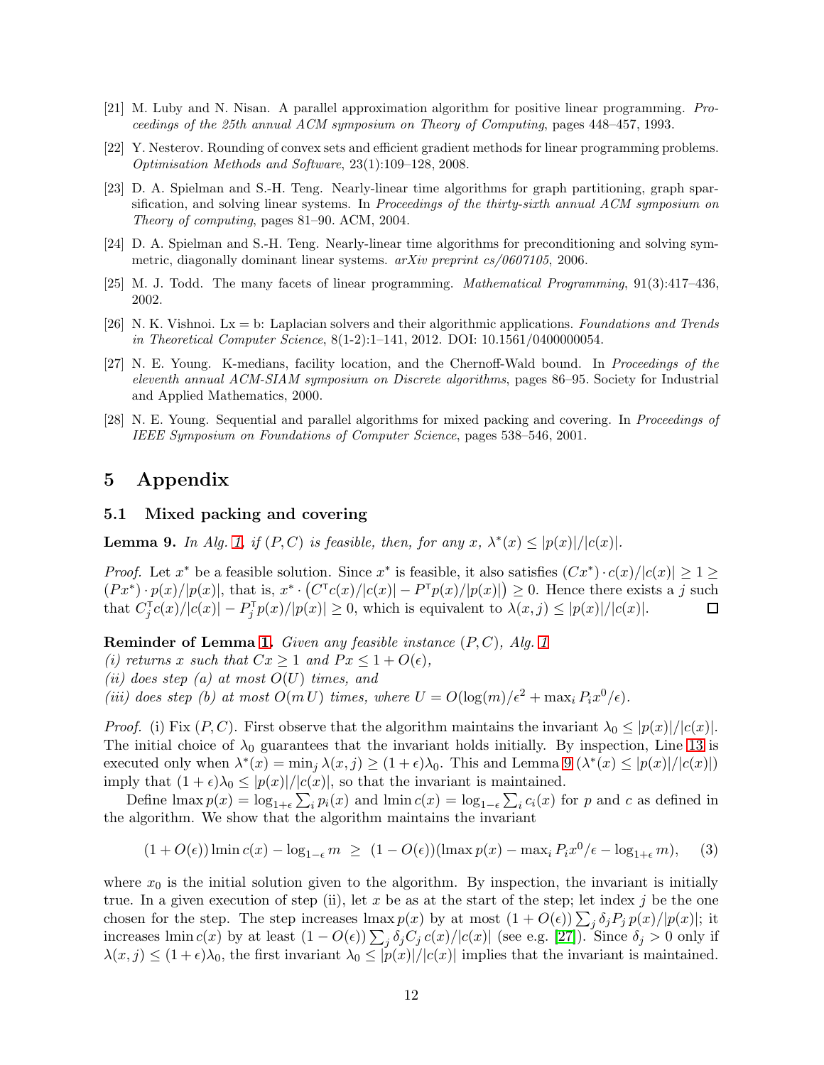[21] M. Luby and N. Nisan. A parallel approximation algorithm for positive linear programming. *Proceedings of the 25th annual ACM symposium on Theory of Computing*, pages 448–457, 1993.

[22] Y. Nesterov. Rounding of convex sets and efficient gradient methods for linear programming problems. *Optimisation Methods and Software*, 23(1):109–128, 2008.

[23] D. A. Spielman and S.-H. Teng. Nearly-linear time algorithms for graph partitioning, graph sparsification, and solving linear systems. In *Proceedings of the thirty-sixth annual ACM symposium on Theory of computing*, pages 81–90. ACM, 2004.

[24] D. A. Spielman and S.-H. Teng. Nearly-linear time algorithms for preconditioning and solving symmetric, diagonally dominant linear systems. *arXiv preprint cs/0607105*, 2006.

[25] M. J. Todd. The many facets of linear programming. *Mathematical Programming*, 91(3):417–436, 2002.

[26] N. K. Vishnoi. Lx = b: Laplacian solvers and their algorithmic applications. *Foundations and Trends in Theoretical Computer Science*, 8(1-2):1–141, 2012. DOI: 10.1561/0400000054.

[27] N. E. Young. K-medians, facility location, and the Chernoff-Wald bound. In *Proceedings of the eleventh annual ACM-SIAM symposium on Discrete algorithms*, pages 86–95. Society for Industrial and Applied Mathematics, 2000.

[28] N. E. Young. Sequential and parallel algorithms for mixed packing and covering. In *Proceedings of IEEE Symposium on Foundations of Computer Science*, pages 538–546, 2001.

# 5 Appendix

## 5.1 Mixed packing and covering

**Lemma 9.** *In Alg. 1, if $(P, C)$ is feasible, then, for any $x$, $\lambda^*(x) \le |p(x)|/|c(x)|$.*

*Proof.* Let $x^*$ be a feasible solution. Since $x^*$ is feasible, it also satisfies $(Cx^*) \cdot c(x)/|c(x)| \ge 1 \ge (Px^*) \cdot p(x)/|p(x)|$, that is, $x^* \cdot \big(C^\intercal c(x)/|c(x)| - P^\intercal p(x)/|p(x)|\big) \ge 0$. Hence there exists a $j$ such that $C_j^\intercal c(x)/|c(x)| - P_j^\intercal p(x)/|p(x)| \ge 0$, which is equivalent to $\lambda(x, j) \le |p(x)|/|c(x)|$. ◻

**Reminder of Lemma 1.** *Given any feasible instance $(P, C)$, Alg. 1*
*(i) returns $x$ such that $Cx \ge 1$ and $Px \le 1 + O(\epsilon)$,*
*(ii) does step (a) at most $O(U)$ times, and*
*(iii) does step (b) at most $O(m\,U)$ times, where $U = O(\log(m)/\epsilon^2 + \max_i P_i x^0/\epsilon)$.*

*Proof.* (i) Fix $(P, C)$. First observe that the algorithm maintains the invariant $\lambda_0 \le |p(x)|/|c(x)|$. The initial choice of $\lambda_0$ guarantees that the invariant holds initially. By inspection, Line 13 is executed only when $\lambda^*(x) = \min_j \lambda(x, j) \ge (1+\epsilon)\lambda_0$. This and Lemma 9 ($\lambda^*(x) \le |p(x)|/|c(x)|$) imply that $(1+\epsilon)\lambda_0 \le |p(x)|/|c(x)|$, so that the invariant is maintained.

Define $\operatorname{lmax} p(x) = \log_{1+\epsilon} \sum_i p_i(x)$ and $\operatorname{lmin} c(x) = \log_{1-\epsilon} \sum_i c_i(x)$ for $p$ and $c$ as defined in the algorithm. We show that the algorithm maintains the invariant

$$(1 + O(\epsilon)) \operatorname{lmin} c(x) - \log_{1-\epsilon} m \;\ge\; (1 - O(\epsilon))(\operatorname{lmax} p(x) - \max_i P_i x^0/\epsilon - \log_{1+\epsilon} m), \quad (3)$$

where $x_0$ is the initial solution given to the algorithm. By inspection, the invariant is initially true. In a given execution of step (ii), let $x$ be as at the start of the step; let index $j$ be the one chosen for the step. The step increases $\operatorname{lmax} p(x)$ by at most $(1 + O(\epsilon)) \sum_j \delta_j P_j\, p(x)/|p(x)|$; it increases $\operatorname{lmin} c(x)$ by at least $(1 - O(\epsilon)) \sum_j \delta_j C_j\, c(x)/|c(x)|$ (see e.g. [27]). Since $\delta_j > 0$ only if $\lambda(x, j) \le (1+\epsilon)\lambda_0$, the first invariant $\lambda_0 \le |p(x)|/|c(x)|$ implies that the invariant is maintained.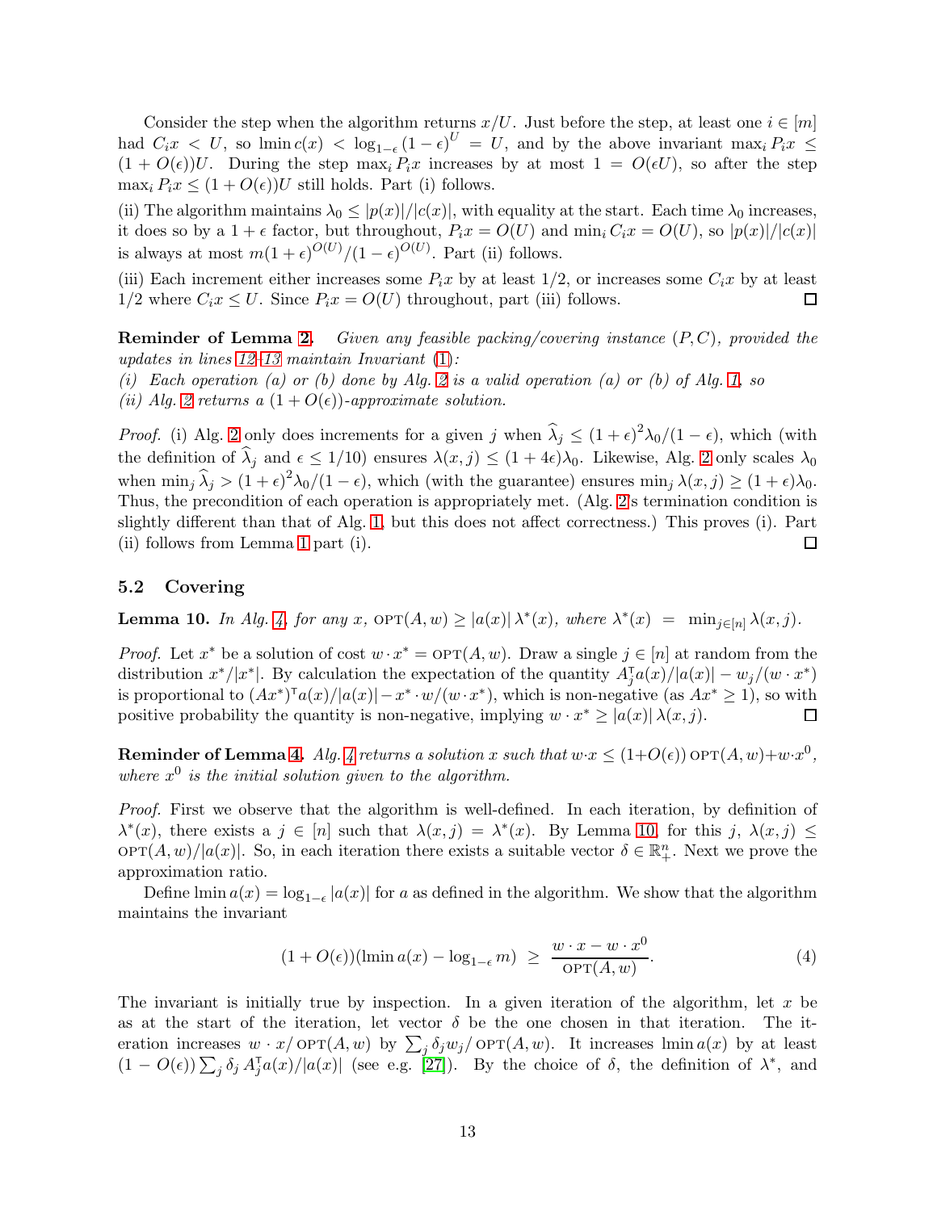Consider the step when the algorithm returns $x/U$. Just before the step, at least one $i \in [m]$ had $C_i x < U$, so $\text{lmin}\, c(x) < \log_{1-\epsilon}(1-\epsilon)^U = U$, and by the above invariant $\max_i P_i x \leq (1+O(\epsilon))U$. During the step $\max_i P_i x$ increases by at most $1 = O(\epsilon U)$, so after the step $\max_i P_i x \leq (1+O(\epsilon))U$ still holds. Part (i) follows.

(ii) The algorithm maintains $\lambda_0 \leq |p(x)|/|c(x)|$, with equality at the start. Each time $\lambda_0$ increases, it does so by a $1+\epsilon$ factor, but throughout, $P_i x = O(U)$ and $\min_i C_i x = O(U)$, so $|p(x)|/|c(x)|$ is always at most $m(1+\epsilon)^{O(U)}/(1-\epsilon)^{O(U)}$. Part (ii) follows.

(iii) Each increment either increases some $P_i x$ by at least $1/2$, or increases some $C_i x$ by at least $1/2$ where $C_i x \leq U$. Since $P_i x = O(U)$ throughout, part (iii) follows. □

**Reminder of Lemma 2.** *Given any feasible packing/covering instance $(P, C)$, provided the updates in lines 12–13 maintain Invariant (1):*
*(i) Each operation (a) or (b) done by Alg. 2 is a valid operation (a) or (b) of Alg. 1, so*
*(ii) Alg. 2 returns a $(1+O(\epsilon))$-approximate solution.*

*Proof.* (i) Alg. 2 only does increments for a given $j$ when $\widehat{\lambda}_j \leq (1+\epsilon)^2\lambda_0/(1-\epsilon)$, which (with the definition of $\widehat{\lambda}_j$ and $\epsilon \leq 1/10$) ensures $\lambda(x,j) \leq (1+4\epsilon)\lambda_0$. Likewise, Alg. 2 only scales $\lambda_0$ when $\min_j \widehat{\lambda}_j > (1+\epsilon)^2\lambda_0/(1-\epsilon)$, which (with the guarantee) ensures $\min_j \lambda(x,j) \geq (1+\epsilon)\lambda_0$. Thus, the precondition of each operation is appropriately met. (Alg. 2's termination condition is slightly different than that of Alg. 1, but this does not affect correctness.) This proves (i). Part (ii) follows from Lemma 1 part (i). □

## 5.2 Covering

**Lemma 10.** *In Alg. 4, for any $x$, $\text{OPT}(A,w) \geq |a(x)|\, \lambda^*(x)$, where $\lambda^*(x) = \min_{j\in[n]} \lambda(x,j)$.*

*Proof.* Let $x^*$ be a solution of cost $w \cdot x^* = \text{OPT}(A,w)$. Draw a single $j \in [n]$ at random from the distribution $x^*/|x^*|$. By calculation the expectation of the quantity $A_j^\mathsf{T} a(x)/|a(x)| - w_j/(w \cdot x^*)$ is proportional to $(Ax^*)^\mathsf{T} a(x)/|a(x)| - x^* \cdot w/(w \cdot x^*)$, which is non-negative (as $Ax^* \geq 1$), so with positive probability the quantity is non-negative, implying $w \cdot x^* \geq |a(x)|\, \lambda(x,j)$. □

**Reminder of Lemma 4.** *Alg. 4 returns a solution $x$ such that $w \cdot x \leq (1+O(\epsilon))\,\text{OPT}(A,w) + w \cdot x^0$, where $x^0$ is the initial solution given to the algorithm.*

*Proof.* First we observe that the algorithm is well-defined. In each iteration, by definition of $\lambda^*(x)$, there exists a $j \in [n]$ such that $\lambda(x,j) = \lambda^*(x)$. By Lemma 10, for this $j$, $\lambda(x,j) \leq \text{OPT}(A,w)/|a(x)|$. So, in each iteration there exists a suitable vector $\delta \in \mathbb{R}^n_+$. Next we prove the approximation ratio.

Define $\text{lmin}\, a(x) = \log_{1-\epsilon} |a(x)|$ for $a$ as defined in the algorithm. We show that the algorithm maintains the invariant

$$(1+O(\epsilon))(\text{lmin}\, a(x) - \log_{1-\epsilon} m) \;\geq\; \frac{w \cdot x - w \cdot x^0}{\text{OPT}(A,w)}. \tag{4}$$

The invariant is initially true by inspection. In a given iteration of the algorithm, let $x$ be as at the start of the iteration, let vector $\delta$ be the one chosen in that iteration. The iteration increases $w \cdot x/\text{OPT}(A,w)$ by $\sum_j \delta_j w_j/\text{OPT}(A,w)$. It increases $\text{lmin}\, a(x)$ by at least $(1-O(\epsilon))\sum_j \delta_j\, A_j^\mathsf{T} a(x)/|a(x)|$ (see e.g. [27]). By the choice of $\delta$, the definition of $\lambda^*$, and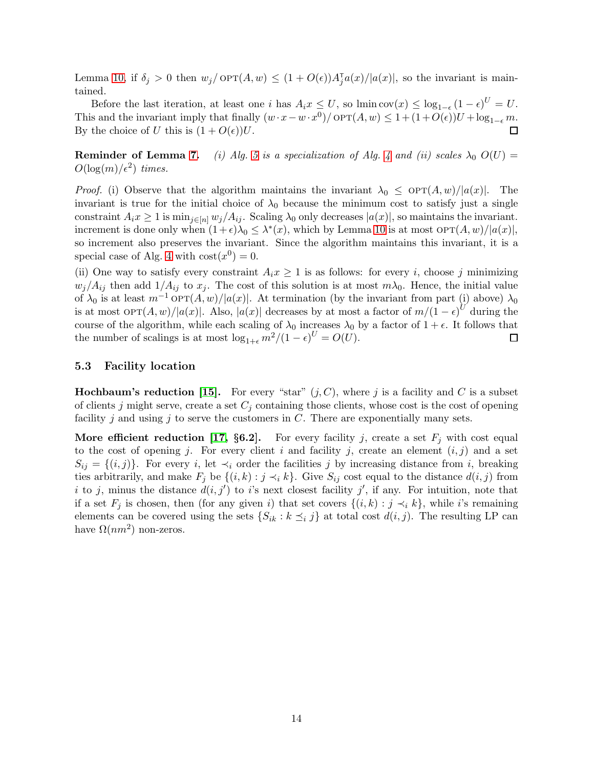Lemma 10, if $\delta_j > 0$ then $w_j / \text{OPT}(A, w) \le (1 + O(\epsilon)) A_j^{\intercal} a(x)/|a(x)|$, so the invariant is maintained.

Before the last iteration, at least one $i$ has $A_i x \le U$, so $\text{lmin}\,\text{cov}(x) \le \log_{1-\epsilon}(1-\epsilon)^U = U$. This and the invariant imply that finally $(w \cdot x - w \cdot x^0)/\text{OPT}(A, w) \le 1 + (1 + O(\epsilon))U + \log_{1-\epsilon} m$. By the choice of $U$ this is $(1 + O(\epsilon))U$. □

**Reminder of Lemma 7.** *(i) Alg. 5 is a specialization of Alg. 4 and (ii) scales $\lambda_0$ $O(U) = O(\log(m)/\epsilon^2)$ times.*

*Proof.* (i) Observe that the algorithm maintains the invariant $\lambda_0 \le \text{OPT}(A, w)/|a(x)|$. The invariant is true for the initial choice of $\lambda_0$ because the minimum cost to satisfy just a single constraint $A_i x \ge 1$ is $\min_{j \in [n]} w_j / A_{ij}$. Scaling $\lambda_0$ only decreases $|a(x)|$, so maintains the invariant. increment is done only when $(1 + \epsilon)\lambda_0 \le \lambda^*(x)$, which by Lemma 10 is at most $\text{OPT}(A, w)/|a(x)|$, so increment also preserves the invariant. Since the algorithm maintains this invariant, it is a special case of Alg. 4 with $\text{cost}(x^0) = 0$.

(ii) One way to satisfy every constraint $A_i x \ge 1$ is as follows: for every $i$, choose $j$ minimizing $w_j / A_{ij}$ then add $1/A_{ij}$ to $x_j$. The cost of this solution is at most $m\lambda_0$. Hence, the initial value of $\lambda_0$ is at least $m^{-1}\,\text{OPT}(A, w)/|a(x)|$. At termination (by the invariant from part (i) above) $\lambda_0$ is at most $\text{OPT}(A, w)/|a(x)|$. Also, $|a(x)|$ decreases by at most a factor of $m/(1-\epsilon)^U$ during the course of the algorithm, while each scaling of $\lambda_0$ increases $\lambda_0$ by a factor of $1 + \epsilon$. It follows that the number of scalings is at most $\log_{1+\epsilon} m^2/(1-\epsilon)^U = O(U)$. □

### 5.3 Facility location

**Hochbaum's reduction [15].** For every "star" $(j, C)$, where $j$ is a facility and $C$ is a subset of clients $j$ might serve, create a set $C_j$ containing those clients, whose cost is the cost of opening facility $j$ and using $j$ to serve the customers in $C$. There are exponentially many sets.

**More efficient reduction [17, §6.2].** For every facility $j$, create a set $F_j$ with cost equal to the cost of opening $j$. For every client $i$ and facility $j$, create an element $(i, j)$ and a set $S_{ij} = \{(i, j)\}$. For every $i$, let $\prec_i$ order the facilities $j$ by increasing distance from $i$, breaking ties arbitrarily, and make $F_j$ be $\{(i, k) : j \prec_i k\}$. Give $S_{ij}$ cost equal to the distance $d(i, j)$ from $i$ to $j$, minus the distance $d(i, j')$ to $i$'s next closest facility $j'$, if any. For intuition, note that if a set $F_j$ is chosen, then (for any given $i$) that set covers $\{(i, k) : j \prec_i k\}$, while $i$'s remaining elements can be covered using the sets $\{S_{ik} : k \preceq_i j\}$ at total cost $d(i, j)$. The resulting LP can have $\Omega(nm^2)$ non-zeros.